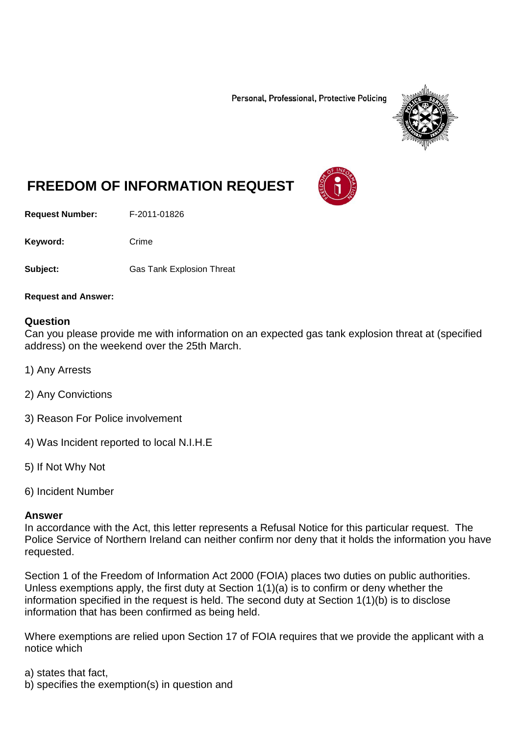Personal, Professional, Protective Policing

# FREEDOM OF INFORMATION REQUEST

**Request Number:** F-2011-01826

**Keyword:** Crime

**Subject:** Gas Tank Explosion Threat

**Request and Answer:**

## Question

Can you please provide me with information on an expected gas tank explosion threat at (specified address) on the weekend over the 25th March.

1) Any Arrests

2) Any Convictions

3) Reason For Police involvement

4) Was Incident reported to local N.I.H.E

5) If Not Why Not

6) Incident Number

## Answer

In accordance with the Act, this letter represents a Refusal Notice for this particular request. The Police Service of Northern Ireland can neither confirm nor deny that it holds the information you have requested.

Section 1 of the Freedom of Information Act 2000 (FOIA) places two duties on public authorities. Unless exemptions apply, the first duty at Section 1(1)(a) is to confirm or deny whether the information specified in the request is held. The second duty at Section 1(1)(b) is to disclose information that has been confirmed as being held.

Where exemptions are relied upon Section 17 of FOIA requires that we provide the applicant with a notice which

a) states that fact,
b) specifies the exemption(s) in question and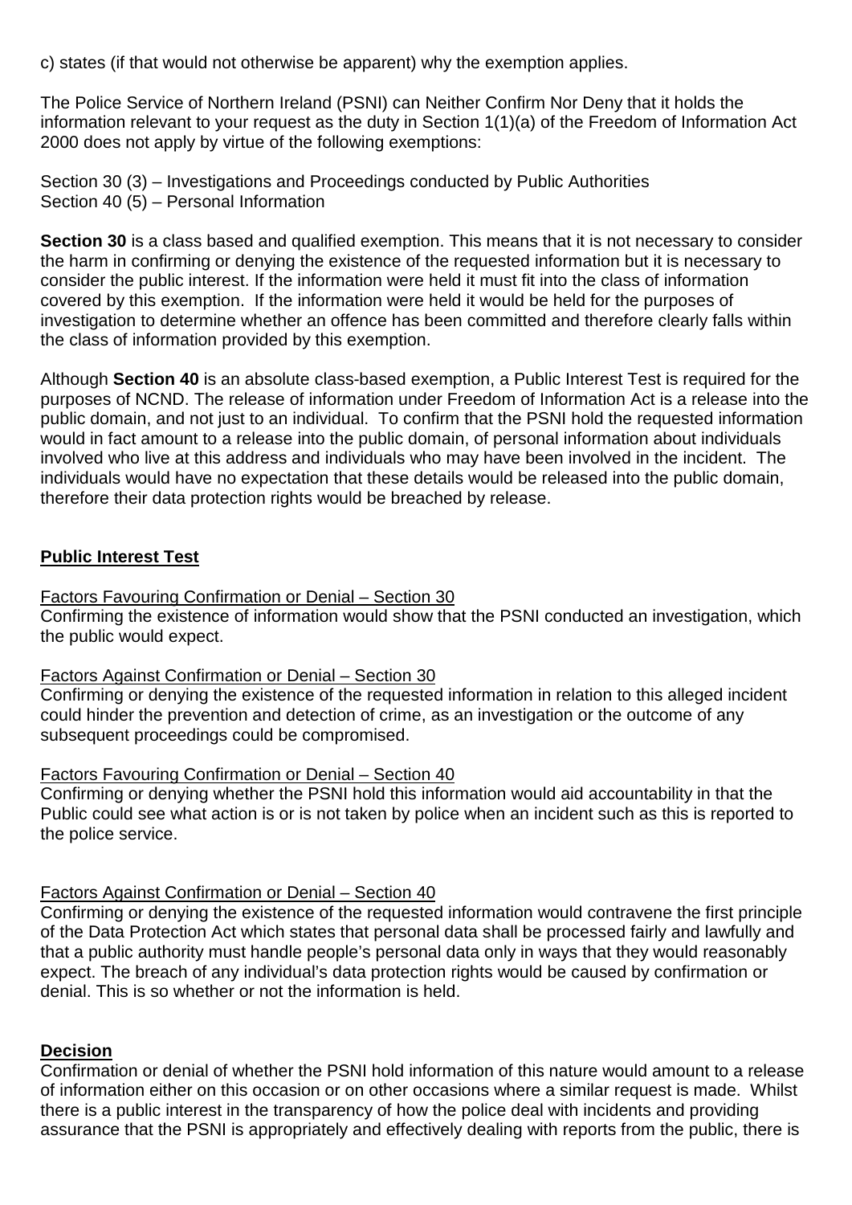c) states (if that would not otherwise be apparent) why the exemption applies.

The Police Service of Northern Ireland (PSNI) can Neither Confirm Nor Deny that it holds the information relevant to your request as the duty in Section 1(1)(a) of the Freedom of Information Act 2000 does not apply by virtue of the following exemptions:

Section 30 (3) – Investigations and Proceedings conducted by Public Authorities
Section 40 (5) – Personal Information

**Section 30** is a class based and qualified exemption. This means that it is not necessary to consider the harm in confirming or denying the existence of the requested information but it is necessary to consider the public interest. If the information were held it must fit into the class of information covered by this exemption. If the information were held it would be held for the purposes of investigation to determine whether an offence has been committed and therefore clearly falls within the class of information provided by this exemption.

Although **Section 40** is an absolute class-based exemption, a Public Interest Test is required for the purposes of NCND. The release of information under Freedom of Information Act is a release into the public domain, and not just to an individual. To confirm that the PSNI hold the requested information would in fact amount to a release into the public domain, of personal information about individuals involved who live at this address and individuals who may have been involved in the incident. The individuals would have no expectation that these details would be released into the public domain, therefore their data protection rights would be breached by release.

**Public Interest Test**

Factors Favouring Confirmation or Denial – Section 30
Confirming the existence of information would show that the PSNI conducted an investigation, which the public would expect.

Factors Against Confirmation or Denial – Section 30
Confirming or denying the existence of the requested information in relation to this alleged incident could hinder the prevention and detection of crime, as an investigation or the outcome of any subsequent proceedings could be compromised.

Factors Favouring Confirmation or Denial – Section 40
Confirming or denying whether the PSNI hold this information would aid accountability in that the Public could see what action is or is not taken by police when an incident such as this is reported to the police service.

Factors Against Confirmation or Denial – Section 40
Confirming or denying the existence of the requested information would contravene the first principle of the Data Protection Act which states that personal data shall be processed fairly and lawfully and that a public authority must handle people's personal data only in ways that they would reasonably expect. The breach of any individual's data protection rights would be caused by confirmation or denial. This is so whether or not the information is held.

**Decision**
Confirmation or denial of whether the PSNI hold information of this nature would amount to a release of information either on this occasion or on other occasions where a similar request is made. Whilst there is a public interest in the transparency of how the police deal with incidents and providing assurance that the PSNI is appropriately and effectively dealing with reports from the public, there is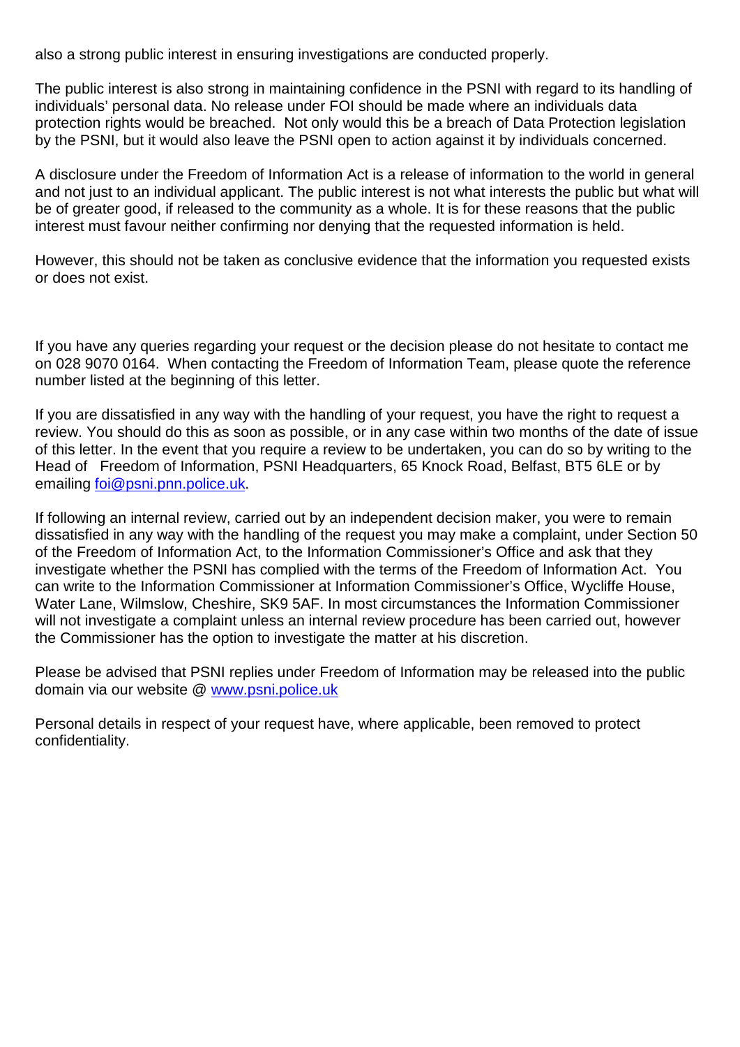also a strong public interest in ensuring investigations are conducted properly.

The public interest is also strong in maintaining confidence in the PSNI with regard to its handling of individuals' personal data. No release under FOI should be made where an individuals data protection rights would be breached. Not only would this be a breach of Data Protection legislation by the PSNI, but it would also leave the PSNI open to action against it by individuals concerned.

A disclosure under the Freedom of Information Act is a release of information to the world in general and not just to an individual applicant. The public interest is not what interests the public but what will be of greater good, if released to the community as a whole. It is for these reasons that the public interest must favour neither confirming nor denying that the requested information is held.

However, this should not be taken as conclusive evidence that the information you requested exists or does not exist.

If you have any queries regarding your request or the decision please do not hesitate to contact me on 028 9070 0164. When contacting the Freedom of Information Team, please quote the reference number listed at the beginning of this letter.

If you are dissatisfied in any way with the handling of your request, you have the right to request a review. You should do this as soon as possible, or in any case within two months of the date of issue of this letter. In the event that you require a review to be undertaken, you can do so by writing to the Head of Freedom of Information, PSNI Headquarters, 65 Knock Road, Belfast, BT5 6LE or by emailing [foi@psni.pnn.police.uk](mailto:foi@psni.pnn.police.uk).

If following an internal review, carried out by an independent decision maker, you were to remain dissatisfied in any way with the handling of the request you may make a complaint, under Section 50 of the Freedom of Information Act, to the Information Commissioner's Office and ask that they investigate whether the PSNI has complied with the terms of the Freedom of Information Act. You can write to the Information Commissioner at Information Commissioner's Office, Wycliffe House, Water Lane, Wilmslow, Cheshire, SK9 5AF. In most circumstances the Information Commissioner will not investigate a complaint unless an internal review procedure has been carried out, however the Commissioner has the option to investigate the matter at his discretion.

Please be advised that PSNI replies under Freedom of Information may be released into the public domain via our website @ [www.psni.police.uk](http://www.psni.police.uk)

Personal details in respect of your request have, where applicable, been removed to protect confidentiality.